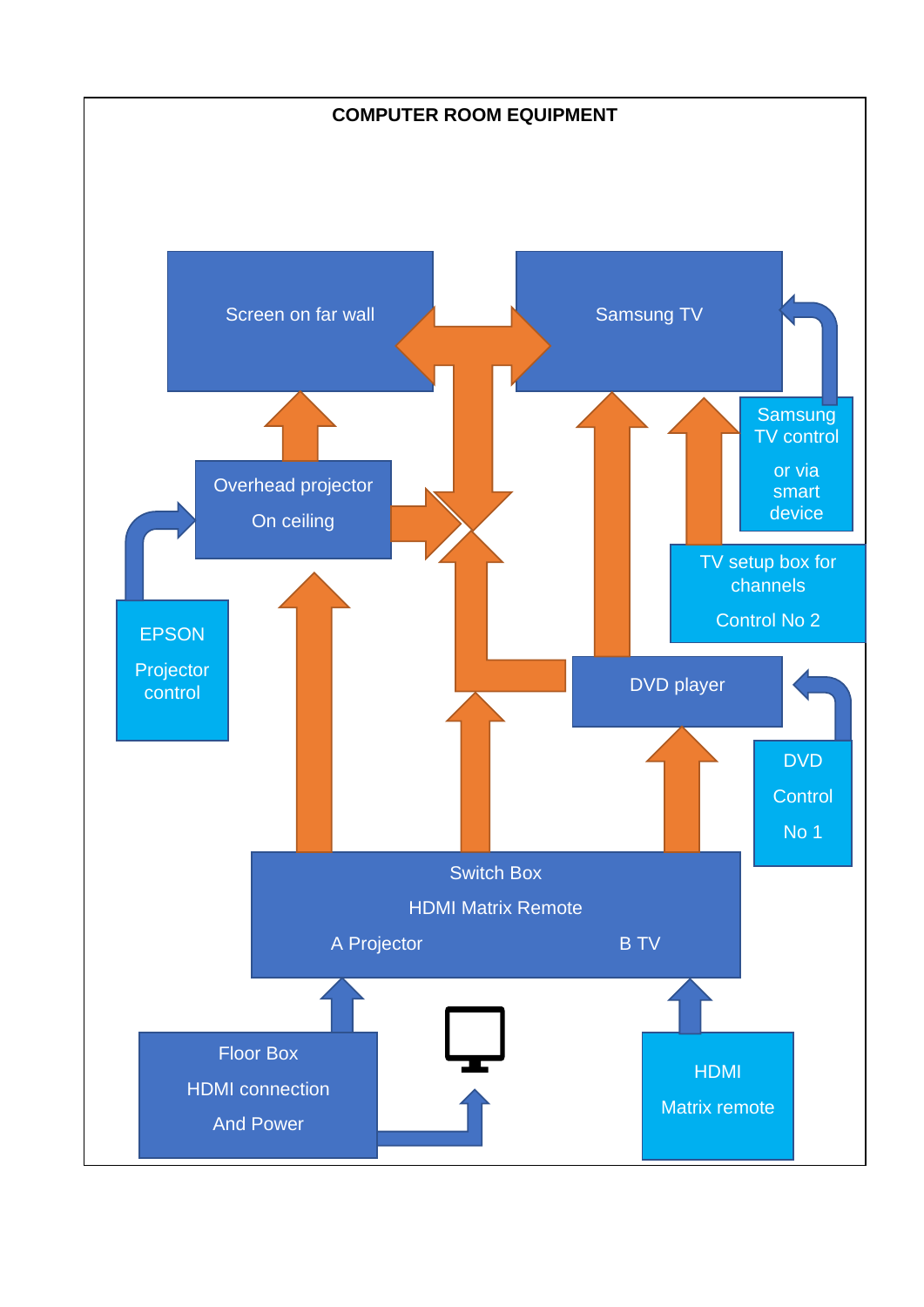# COMPUTER ROOM EQUIPMENT

Screen on far wall

Samsung TV

Samsung TV control

or via smart device

Overhead projector

On ceiling

TV setup box for channels

Control No 2

EPSON

Projector control

DVD player

DVD

Control

No 1

Switch Box

HDMI Matrix Remote

A Projector

B TV

Floor Box

HDMI connection

And Power

HDMI

Matrix remote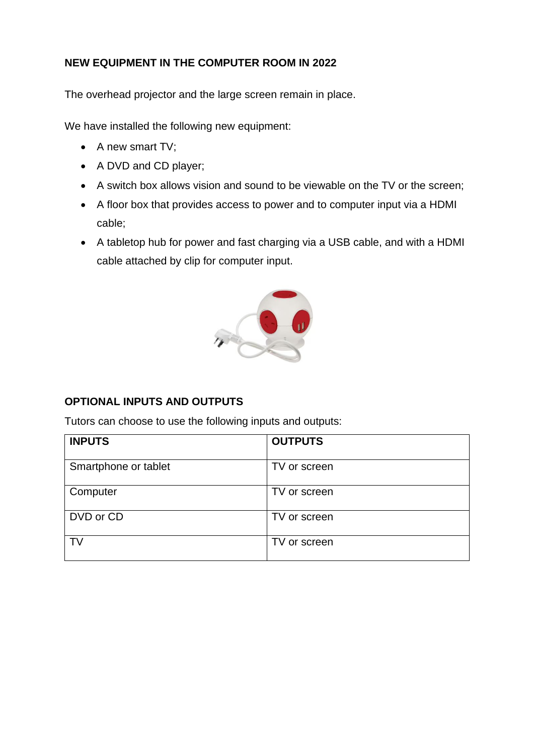**NEW EQUIPMENT IN THE COMPUTER ROOM IN 2022**

The overhead projector and the large screen remain in place.

We have installed the following new equipment:

- A new smart TV;
- A DVD and CD player;
- A switch box allows vision and sound to be viewable on the TV or the screen;
- A floor box that provides access to power and to computer input via a HDMI cable;
- A tabletop hub for power and fast charging via a USB cable, and with a HDMI cable attached by clip for computer input.

**OPTIONAL INPUTS AND OUTPUTS**

Tutors can choose to use the following inputs and outputs:

| INPUTS | OUTPUTS |
|---|---|
| Smartphone or tablet | TV or screen |
| Computer | TV or screen |
| DVD or CD | TV or screen |
| TV | TV or screen |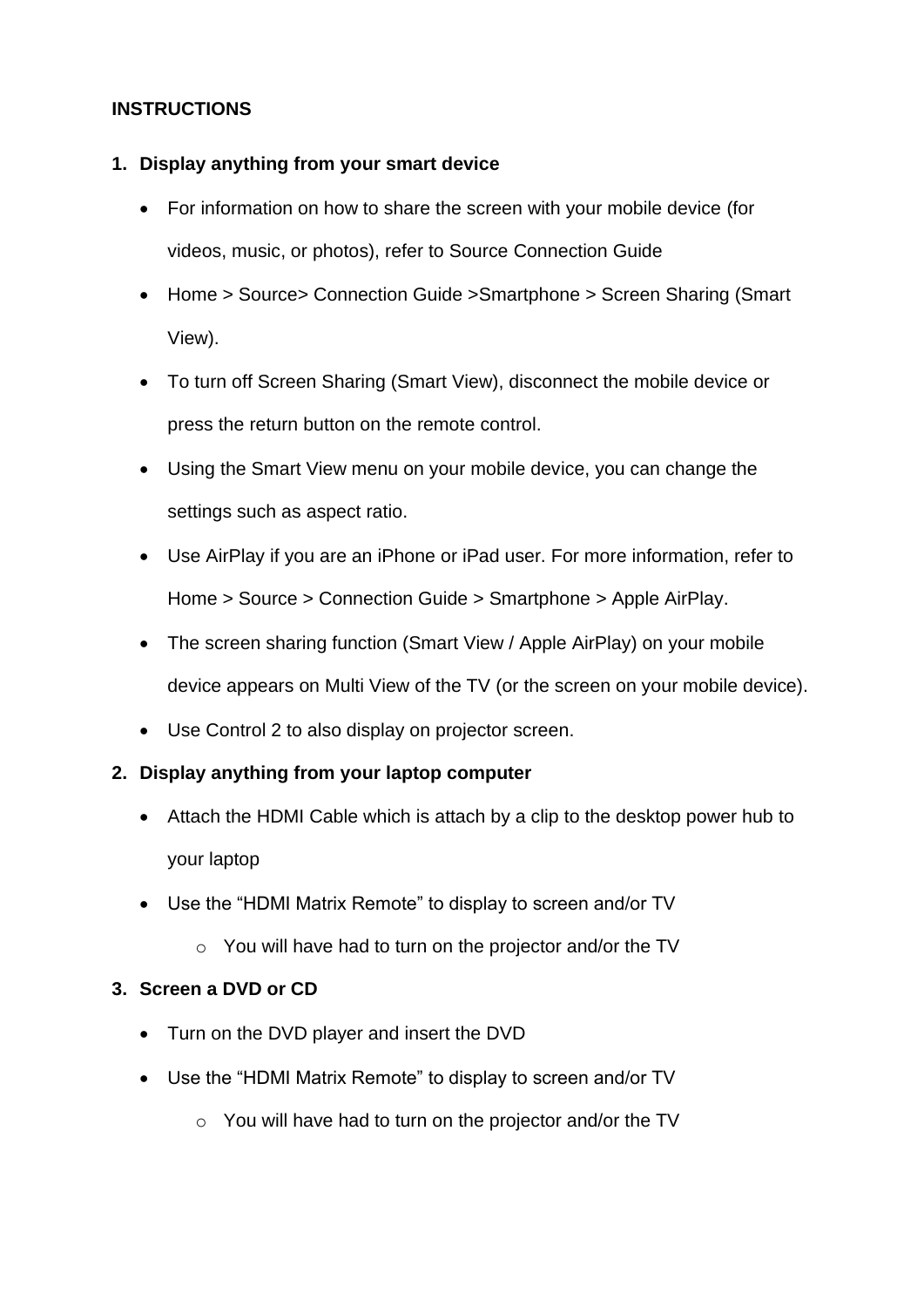**INSTRUCTIONS**

1. **Display anything from your smart device**
   - For information on how to share the screen with your mobile device (for videos, music, or photos), refer to Source Connection Guide
   - Home > Source> Connection Guide >Smartphone > Screen Sharing (Smart View).
   - To turn off Screen Sharing (Smart View), disconnect the mobile device or press the return button on the remote control.
   - Using the Smart View menu on your mobile device, you can change the settings such as aspect ratio.
   - Use AirPlay if you are an iPhone or iPad user. For more information, refer to Home > Source > Connection Guide > Smartphone > Apple AirPlay.
   - The screen sharing function (Smart View / Apple AirPlay) on your mobile device appears on Multi View of the TV (or the screen on your mobile device).
   - Use Control 2 to also display on projector screen.
2. **Display anything from your laptop computer**
   - Attach the HDMI Cable which is attach by a clip to the desktop power hub to your laptop
   - Use the “HDMI Matrix Remote” to display to screen and/or TV
     - You will have had to turn on the projector and/or the TV
3. **Screen a DVD or CD**
   - Turn on the DVD player and insert the DVD
   - Use the “HDMI Matrix Remote” to display to screen and/or TV
     - You will have had to turn on the projector and/or the TV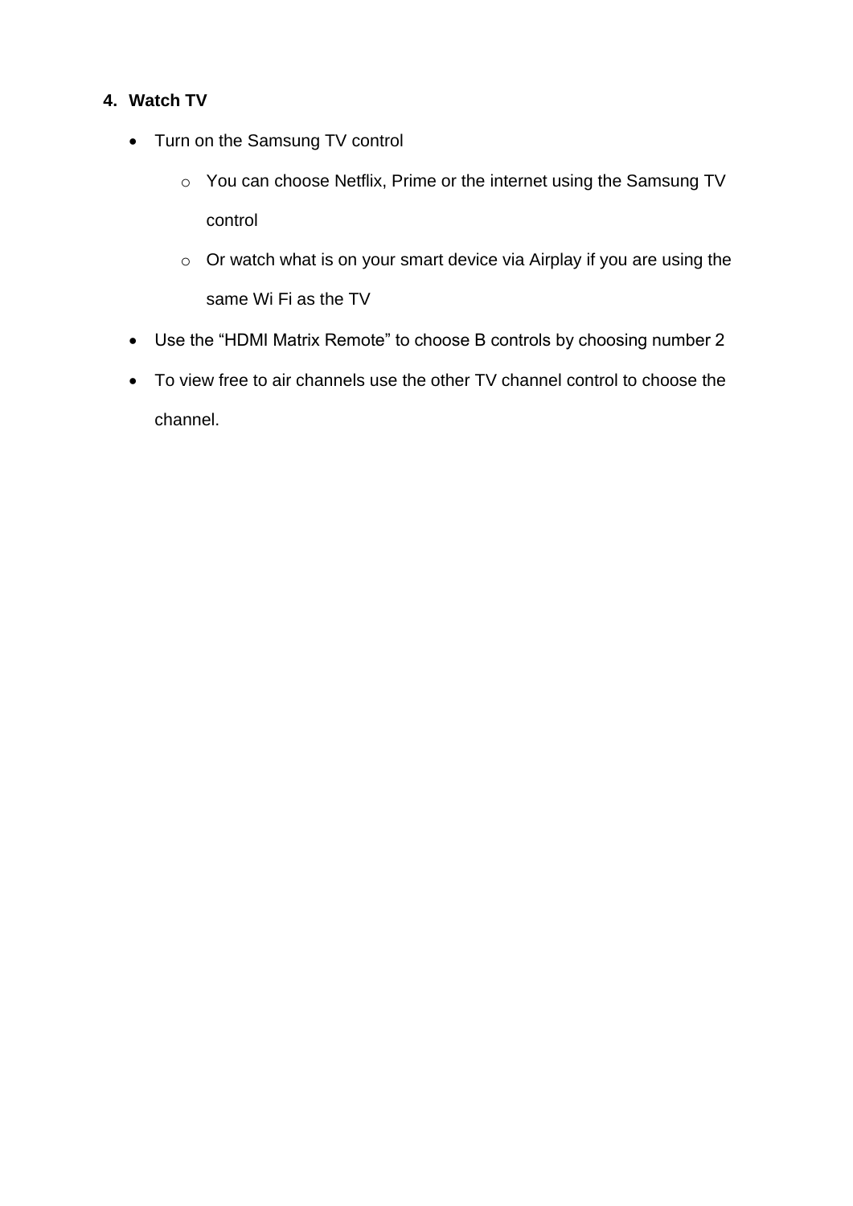4. **Watch TV**

- Turn on the Samsung TV control
  - You can choose Netflix, Prime or the internet using the Samsung TV control
  - Or watch what is on your smart device via Airplay if you are using the same Wi Fi as the TV
- Use the "HDMI Matrix Remote" to choose B controls by choosing number 2
- To view free to air channels use the other TV channel control to choose the channel.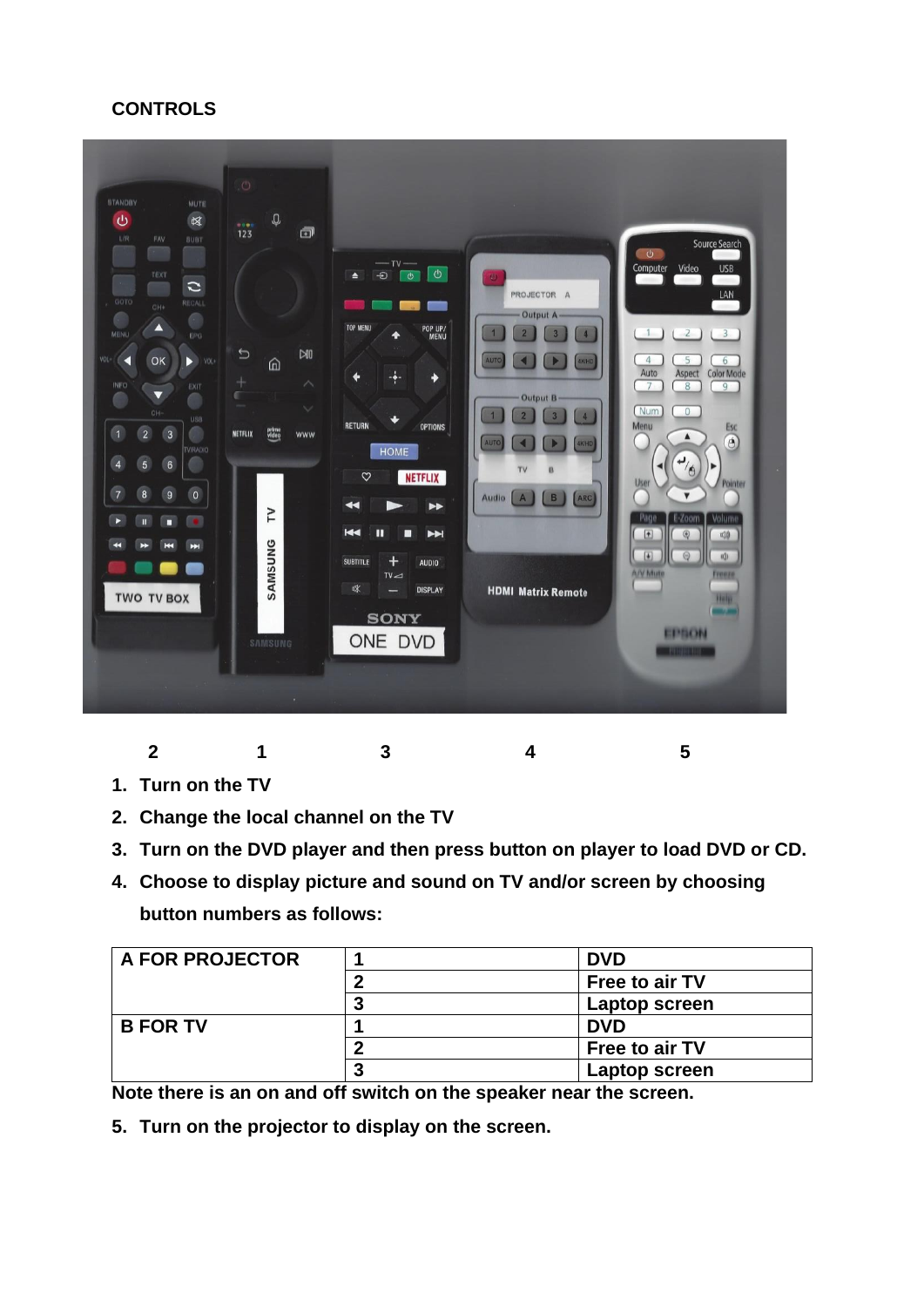**CONTROLS**

2 1 3 4 5

1. Turn on the TV
2. Change the local channel on the TV
3. Turn on the DVD player and then press button on player to load DVD or CD.
4. Choose to display picture and sound on TV and/or screen by choosing button numbers as follows:

| | | |
|---|---|---|
| **A FOR PROJECTOR** | **1** | **DVD** |
| | **2** | **Free to air TV** |
| | **3** | **Laptop screen** |
| **B FOR TV** | **1** | **DVD** |
| | **2** | **Free to air TV** |
| | **3** | **Laptop screen** |

**Note there is an on and off switch on the speaker near the screen.**

5. Turn on the projector to display on the screen.